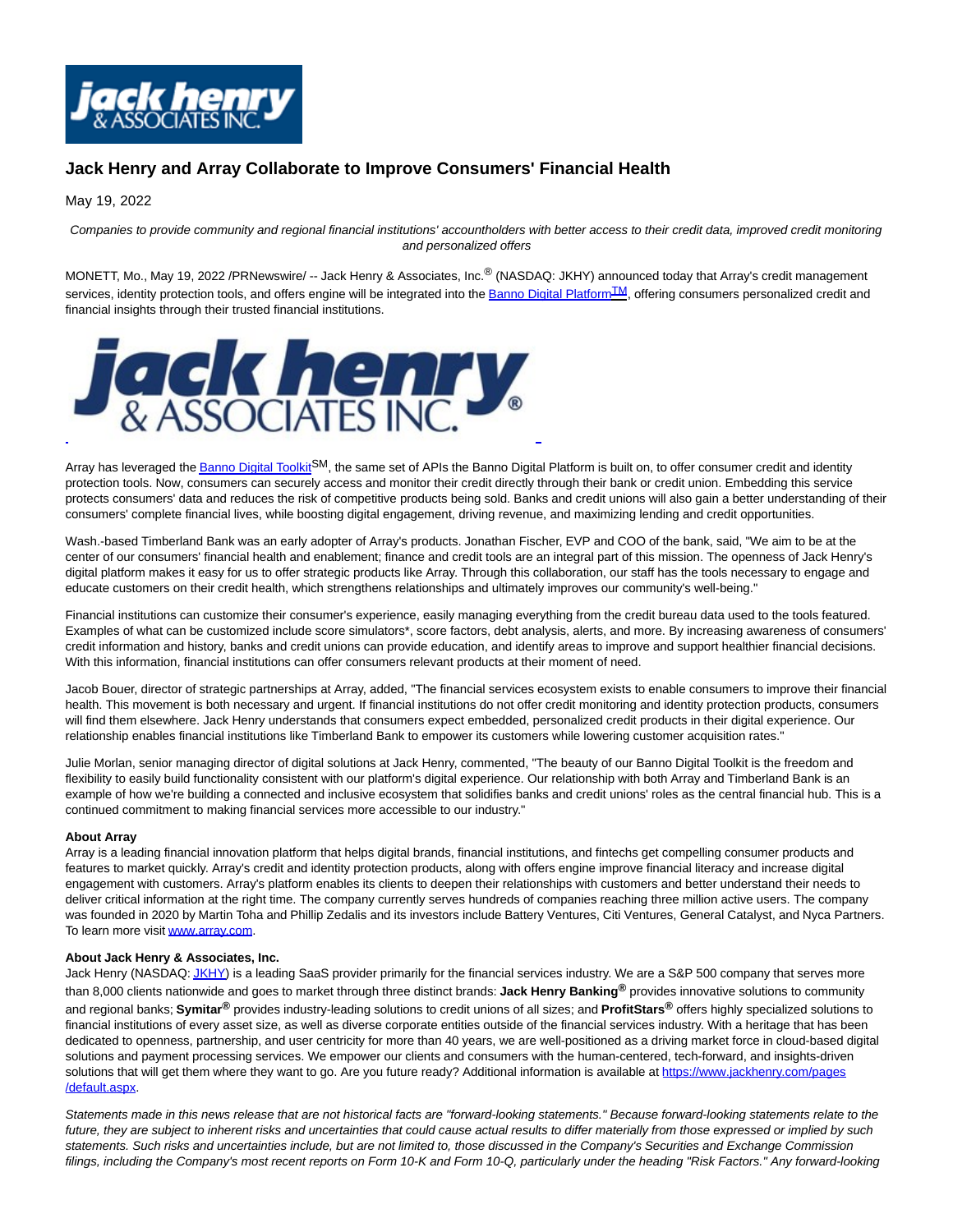# Jack Henry and Array Collaborate to Improve Consumers' Financial Health

May 19, 2022

*Companies to provide community and regional financial institutions' accountholders with better access to their credit data, improved credit monitoring and personalized offers*

MONETT, Mo., May 19, 2022 /PRNewswire/ -- Jack Henry & Associates, Inc.® (NASDAQ: JKHY) announced today that Array's credit management services, identity protection tools, and offers engine will be integrated into the Banno Digital Platform™, offering consumers personalized credit and financial insights through their trusted financial institutions.

Array has leveraged the Banno Digital Toolkit℠, the same set of APIs the Banno Digital Platform is built on, to offer consumer credit and identity protection tools. Now, consumers can securely access and monitor their credit directly through their bank or credit union. Embedding this service protects consumers' data and reduces the risk of competitive products being sold. Banks and credit unions will also gain a better understanding of their consumers' complete financial lives, while boosting digital engagement, driving revenue, and maximizing lending and credit opportunities.

Wash.-based Timberland Bank was an early adopter of Array's products. Jonathan Fischer, EVP and COO of the bank, said, "We aim to be at the center of our consumers' financial health and enablement; finance and credit tools are an integral part of this mission. The openness of Jack Henry's digital platform makes it easy for us to offer strategic products like Array. Through this collaboration, our staff has the tools necessary to engage and educate customers on their credit health, which strengthens relationships and ultimately improves our community's well-being."

Financial institutions can customize their consumer's experience, easily managing everything from the credit bureau data used to the tools featured. Examples of what can be customized include score simulators*, score factors, debt analysis, alerts, and more. By increasing awareness of consumers' credit information and history, banks and credit unions can provide education, and identify areas to improve and support healthier financial decisions. With this information, financial institutions can offer consumers relevant products at their moment of need.

Jacob Bouer, director of strategic partnerships at Array, added, "The financial services ecosystem exists to enable consumers to improve their financial health. This movement is both necessary and urgent. If financial institutions do not offer credit monitoring and identity protection products, consumers will find them elsewhere. Jack Henry understands that consumers expect embedded, personalized credit products in their digital experience. Our relationship enables financial institutions like Timberland Bank to empower its customers while lowering customer acquisition rates."

Julie Morlan, senior managing director of digital solutions at Jack Henry, commented, "The beauty of our Banno Digital Toolkit is the freedom and flexibility to easily build functionality consistent with our platform's digital experience. Our relationship with both Array and Timberland Bank is an example of how we're building a connected and inclusive ecosystem that solidifies banks and credit unions' roles as the central financial hub. This is a continued commitment to making financial services more accessible to our industry."

**About Array**

Array is a leading financial innovation platform that helps digital brands, financial institutions, and fintechs get compelling consumer products and features to market quickly. Array's credit and identity protection products, along with offers engine improve financial literacy and increase digital engagement with customers. Array's platform enables its clients to deepen their relationships with customers and better understand their needs to deliver critical information at the right time. The company currently serves hundreds of companies reaching three million active users. The company was founded in 2020 by Martin Toha and Phillip Zedalis and its investors include Battery Ventures, Citi Ventures, General Catalyst, and Nyca Partners. To learn more visit www.array.com.

**About Jack Henry & Associates, Inc.**

Jack Henry (NASDAQ: JKHY) is a leading SaaS provider primarily for the financial services industry. We are a S&P 500 company that serves more than 8,000 clients nationwide and goes to market through three distinct brands: **Jack Henry Banking®** provides innovative solutions to community and regional banks; **Symitar®** provides industry-leading solutions to credit unions of all sizes; and **ProfitStars®** offers highly specialized solutions to financial institutions of every asset size, as well as diverse corporate entities outside of the financial services industry. With a heritage that has been dedicated to openness, partnership, and user centricity for more than 40 years, we are well-positioned as a driving market force in cloud-based digital solutions and payment processing services. We empower our clients and consumers with the human-centered, tech-forward, and insights-driven solutions that will get them where they want to go. Are you future ready? Additional information is available at https://www.jackhenry.com/pages/default.aspx.

*Statements made in this news release that are not historical facts are "forward-looking statements." Because forward-looking statements relate to the future, they are subject to inherent risks and uncertainties that could cause actual results to differ materially from those expressed or implied by such statements. Such risks and uncertainties include, but are not limited to, those discussed in the Company's Securities and Exchange Commission filings, including the Company's most recent reports on Form 10-K and Form 10-Q, particularly under the heading "Risk Factors." Any forward-looking*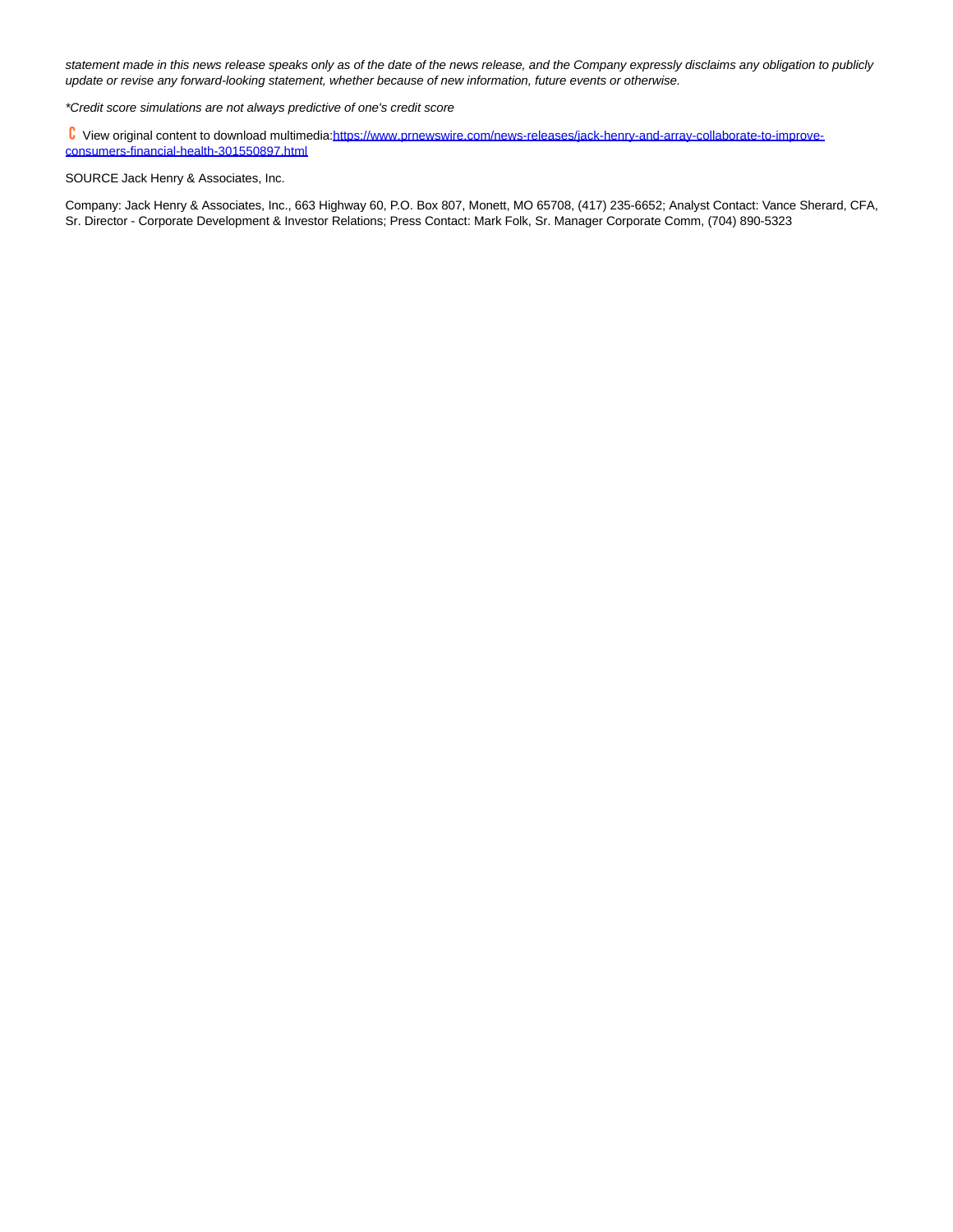*statement made in this news release speaks only as of the date of the news release, and the Company expressly disclaims any obligation to publicly update or revise any forward-looking statement, whether because of new information, future events or otherwise.*

**Credit score simulations are not always predictive of one's credit score*

View original content to download multimedia:[https://www.prnewswire.com/news-releases/jack-henry-and-array-collaborate-to-improve-consumers-financial-health-301550897.html](https://www.prnewswire.com/news-releases/jack-henry-and-array-collaborate-to-improve-consumers-financial-health-301550897.html)

SOURCE Jack Henry & Associates, Inc.

Company: Jack Henry & Associates, Inc., 663 Highway 60, P.O. Box 807, Monett, MO 65708, (417) 235-6652; Analyst Contact: Vance Sherard, CFA, Sr. Director - Corporate Development & Investor Relations; Press Contact: Mark Folk, Sr. Manager Corporate Comm, (704) 890-5323